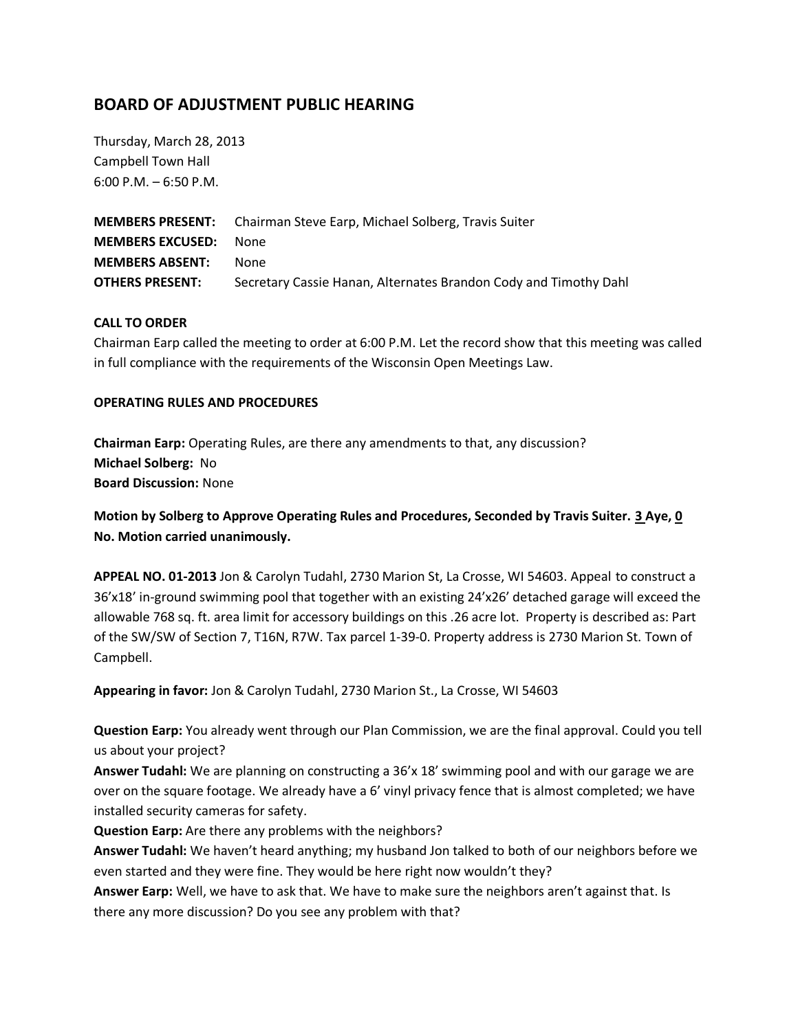# BOARD OF ADJUSTMENT PUBLIC HEARING

Thursday, March 28, 2013
Campbell Town Hall
6:00 P.M. – 6:50 P.M.

**MEMBERS PRESENT:** Chairman Steve Earp, Michael Solberg, Travis Suiter
**MEMBERS EXCUSED:** None
**MEMBERS ABSENT:** None
**OTHERS PRESENT:** Secretary Cassie Hanan, Alternates Brandon Cody and Timothy Dahl

**CALL TO ORDER**
Chairman Earp called the meeting to order at 6:00 P.M. Let the record show that this meeting was called in full compliance with the requirements of the Wisconsin Open Meetings Law.

**OPERATING RULES AND PROCEDURES**

**Chairman Earp:** Operating Rules, are there any amendments to that, any discussion?
**Michael Solberg:** No
**Board Discussion:** None

**Motion by Solberg to Approve Operating Rules and Procedures, Seconded by Travis Suiter. 3 Aye, 0 No. Motion carried unanimously.**

**APPEAL NO. 01-2013** Jon & Carolyn Tudahl, 2730 Marion St, La Crosse, WI 54603. Appeal to construct a 36'x18' in-ground swimming pool that together with an existing 24'x26' detached garage will exceed the allowable 768 sq. ft. area limit for accessory buildings on this .26 acre lot. Property is described as: Part of the SW/SW of Section 7, T16N, R7W. Tax parcel 1-39-0. Property address is 2730 Marion St. Town of Campbell.

**Appearing in favor:** Jon & Carolyn Tudahl, 2730 Marion St., La Crosse, WI 54603

**Question Earp:** You already went through our Plan Commission, we are the final approval. Could you tell us about your project?
**Answer Tudahl:** We are planning on constructing a 36'x 18' swimming pool and with our garage we are over on the square footage. We already have a 6' vinyl privacy fence that is almost completed; we have installed security cameras for safety.
**Question Earp:** Are there any problems with the neighbors?
**Answer Tudahl:** We haven't heard anything; my husband Jon talked to both of our neighbors before we even started and they were fine. They would be here right now wouldn't they?
**Answer Earp:** Well, we have to ask that. We have to make sure the neighbors aren't against that. Is there any more discussion? Do you see any problem with that?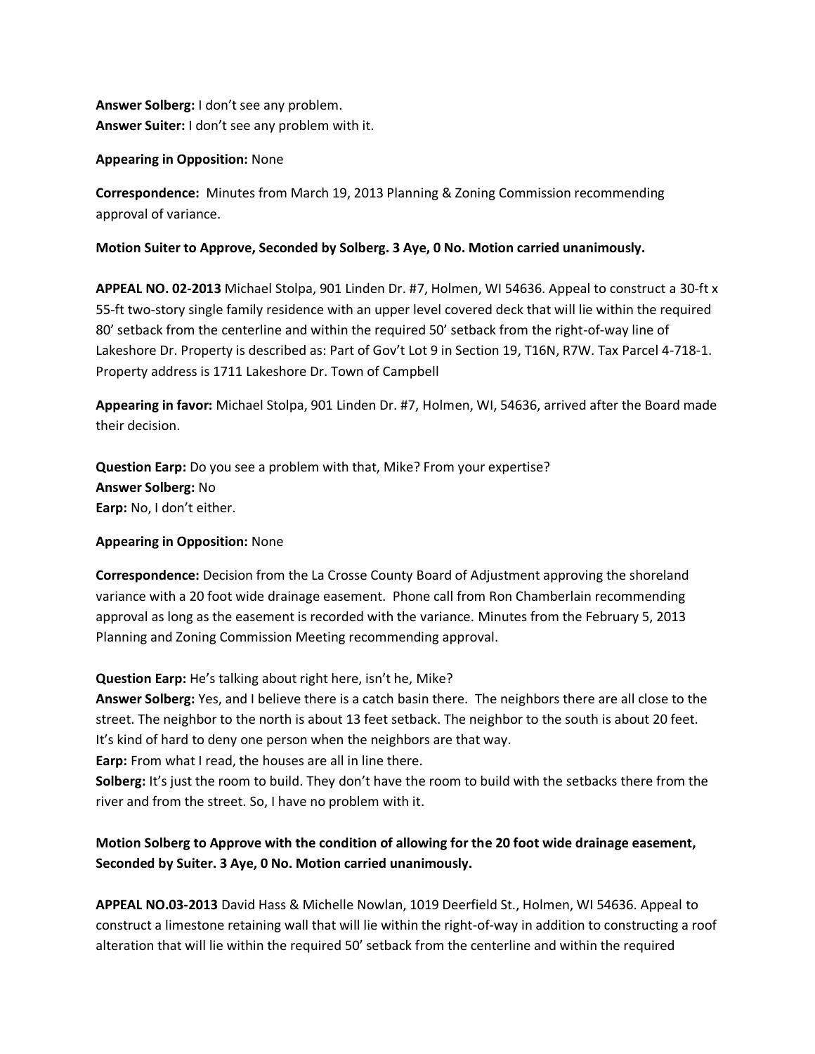**Answer Solberg:** I don't see any problem.
**Answer Suiter:** I don't see any problem with it.

**Appearing in Opposition:** None

**Correspondence:** Minutes from March 19, 2013 Planning & Zoning Commission recommending approval of variance.

**Motion Suiter to Approve, Seconded by Solberg. 3 Aye, 0 No. Motion carried unanimously.**

**APPEAL NO. 02-2013** Michael Stolpa, 901 Linden Dr. #7, Holmen, WI 54636. Appeal to construct a 30-ft x 55-ft two-story single family residence with an upper level covered deck that will lie within the required 80' setback from the centerline and within the required 50' setback from the right-of-way line of Lakeshore Dr. Property is described as: Part of Gov't Lot 9 in Section 19, T16N, R7W. Tax Parcel 4-718-1. Property address is 1711 Lakeshore Dr. Town of Campbell

**Appearing in favor:** Michael Stolpa, 901 Linden Dr. #7, Holmen, WI, 54636, arrived after the Board made their decision.

**Question Earp:** Do you see a problem with that, Mike? From your expertise?
**Answer Solberg:** No
**Earp:** No, I don't either.

**Appearing in Opposition:** None

**Correspondence:** Decision from the La Crosse County Board of Adjustment approving the shoreland variance with a 20 foot wide drainage easement. Phone call from Ron Chamberlain recommending approval as long as the easement is recorded with the variance. Minutes from the February 5, 2013 Planning and Zoning Commission Meeting recommending approval.

**Question Earp:** He's talking about right here, isn't he, Mike?
**Answer Solberg:** Yes, and I believe there is a catch basin there. The neighbors there are all close to the street. The neighbor to the north is about 13 feet setback. The neighbor to the south is about 20 feet. It's kind of hard to deny one person when the neighbors are that way.
**Earp:** From what I read, the houses are all in line there.
**Solberg:** It's just the room to build. They don't have the room to build with the setbacks there from the river and from the street. So, I have no problem with it.

**Motion Solberg to Approve with the condition of allowing for the 20 foot wide drainage easement, Seconded by Suiter. 3 Aye, 0 No. Motion carried unanimously.**

**APPEAL NO.03-2013** David Hass & Michelle Nowlan, 1019 Deerfield St., Holmen, WI 54636. Appeal to construct a limestone retaining wall that will lie within the right-of-way in addition to constructing a roof alteration that will lie within the required 50' setback from the centerline and within the required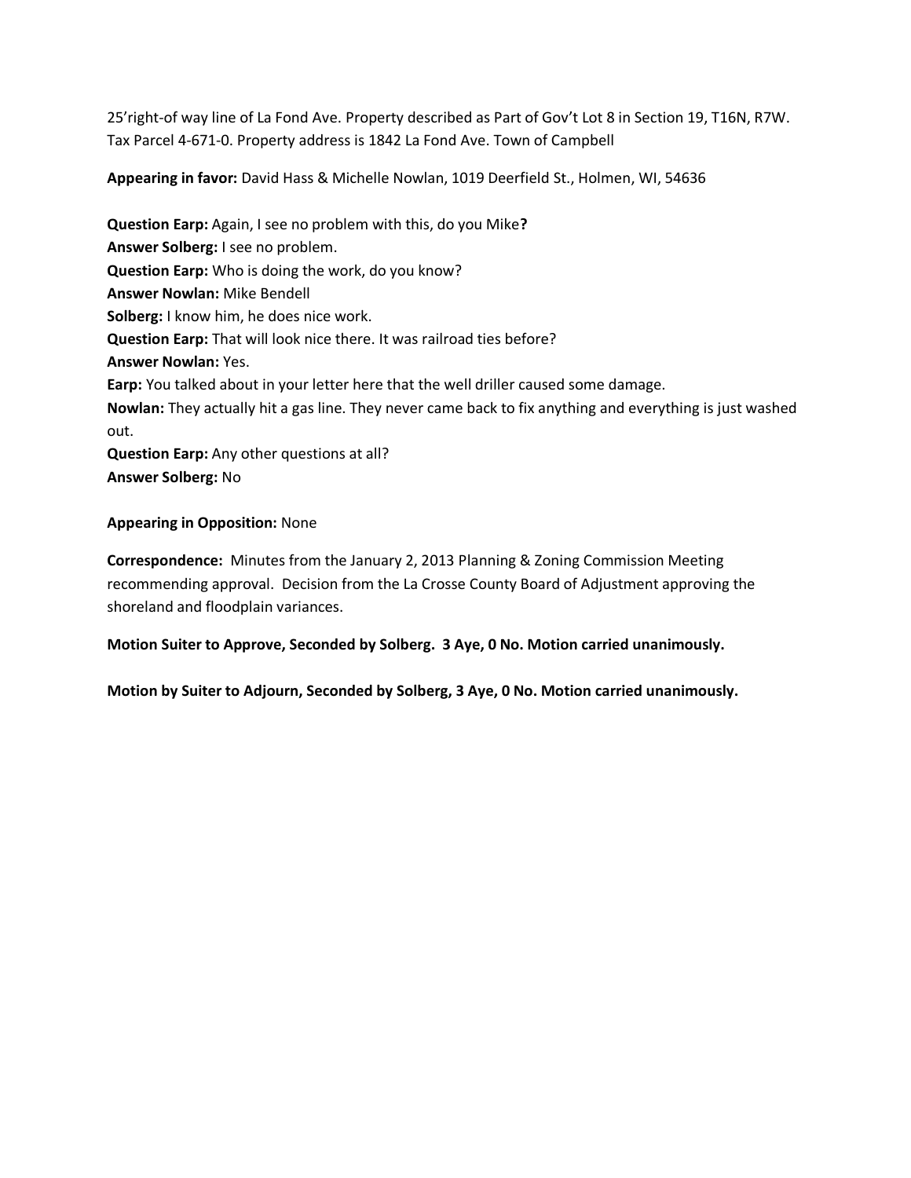25'right-of way line of La Fond Ave. Property described as Part of Gov't Lot 8 in Section 19, T16N, R7W. Tax Parcel 4-671-0. Property address is 1842 La Fond Ave. Town of Campbell

**Appearing in favor:** David Hass & Michelle Nowlan, 1019 Deerfield St., Holmen, WI, 54636

**Question Earp:** Again, I see no problem with this, do you Mike**?**
**Answer Solberg:** I see no problem.
**Question Earp:** Who is doing the work, do you know?
**Answer Nowlan:** Mike Bendell
**Solberg:** I know him, he does nice work.
**Question Earp:** That will look nice there. It was railroad ties before?
**Answer Nowlan:** Yes.
**Earp:** You talked about in your letter here that the well driller caused some damage.
**Nowlan:** They actually hit a gas line. They never came back to fix anything and everything is just washed out.
**Question Earp:** Any other questions at all?
**Answer Solberg:** No

**Appearing in Opposition:** None

**Correspondence:** Minutes from the January 2, 2013 Planning & Zoning Commission Meeting recommending approval. Decision from the La Crosse County Board of Adjustment approving the shoreland and floodplain variances.

**Motion Suiter to Approve, Seconded by Solberg. 3 Aye, 0 No. Motion carried unanimously.**

**Motion by Suiter to Adjourn, Seconded by Solberg, 3 Aye, 0 No. Motion carried unanimously.**